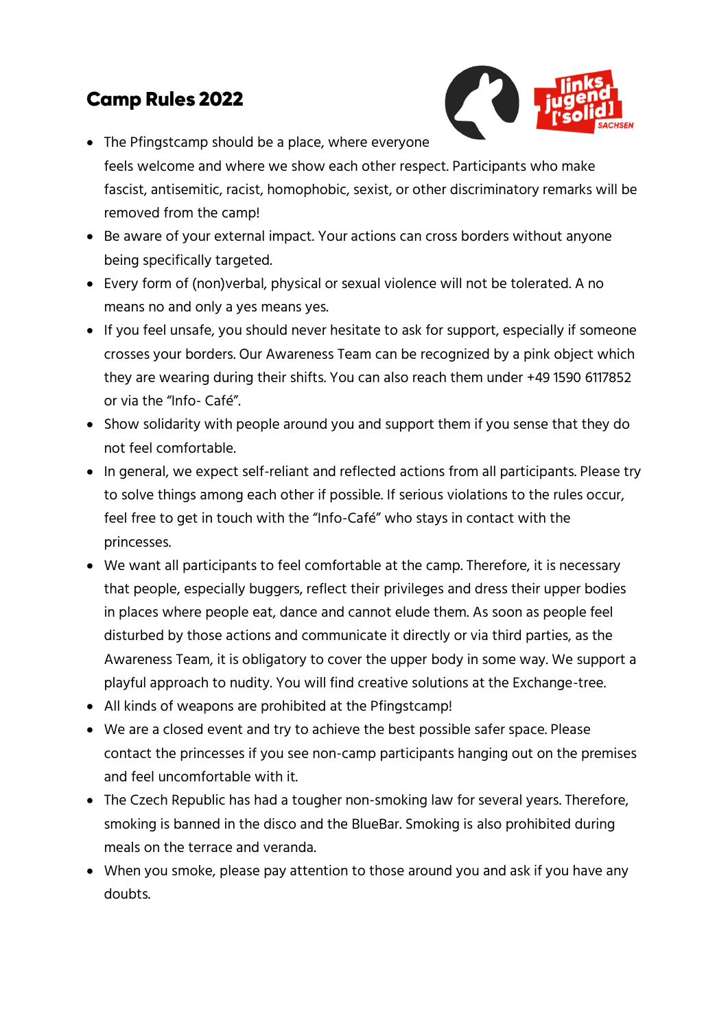## Camp Rules 2022

- The Pfingstcamp should be a place, where everyone feels welcome and where we show each other respect. Participants who make fascist, antisemitic, racist, homophobic, sexist, or other discriminatory remarks will be removed from the camp!
- Be aware of your external impact. Your actions can cross borders without anyone being specifically targeted.
- Every form of (non)verbal, physical or sexual violence will not be tolerated. A no means no and only a yes means yes.
- If you feel unsafe, you should never hesitate to ask for support, especially if someone crosses your borders. Our Awareness Team can be recognized by a pink object which they are wearing during their shifts. You can also reach them under +49 1590 6117852 or via the "Info- Café".
- Show solidarity with people around you and support them if you sense that they do not feel comfortable.
- In general, we expect self-reliant and reflected actions from all participants. Please try to solve things among each other if possible. If serious violations to the rules occur, feel free to get in touch with the "Info-Café" who stays in contact with the princesses.
- We want all participants to feel comfortable at the camp. Therefore, it is necessary that people, especially buggers, reflect their privileges and dress their upper bodies in places where people eat, dance and cannot elude them. As soon as people feel disturbed by those actions and communicate it directly or via third parties, as the Awareness Team, it is obligatory to cover the upper body in some way. We support a playful approach to nudity. You will find creative solutions at the Exchange-tree.
- All kinds of weapons are prohibited at the Pfingstcamp!
- We are a closed event and try to achieve the best possible safer space. Please contact the princesses if you see non-camp participants hanging out on the premises and feel uncomfortable with it.
- The Czech Republic has had a tougher non-smoking law for several years. Therefore, smoking is banned in the disco and the BlueBar. Smoking is also prohibited during meals on the terrace and veranda.
- When you smoke, please pay attention to those around you and ask if you have any doubts.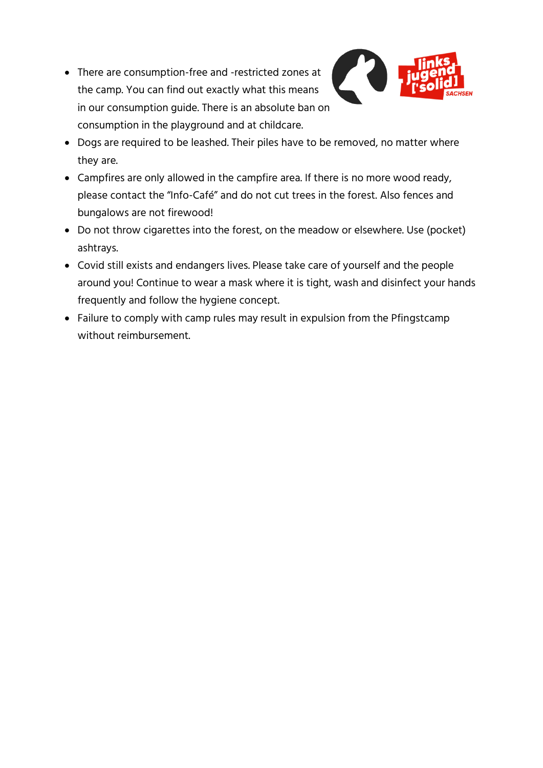- There are consumption-free and -restricted zones at the camp. You can find out exactly what this means in our consumption guide. There is an absolute ban on consumption in the playground and at childcare.
- Dogs are required to be leashed. Their piles have to be removed, no matter where they are.
- Campfires are only allowed in the campfire area. If there is no more wood ready, please contact the "Info-Café" and do not cut trees in the forest. Also fences and bungalows are not firewood!
- Do not throw cigarettes into the forest, on the meadow or elsewhere. Use (pocket) ashtrays.
- Covid still exists and endangers lives. Please take care of yourself and the people around you! Continue to wear a mask where it is tight, wash and disinfect your hands frequently and follow the hygiene concept.
- Failure to comply with camp rules may result in expulsion from the Pfingstcamp without reimbursement.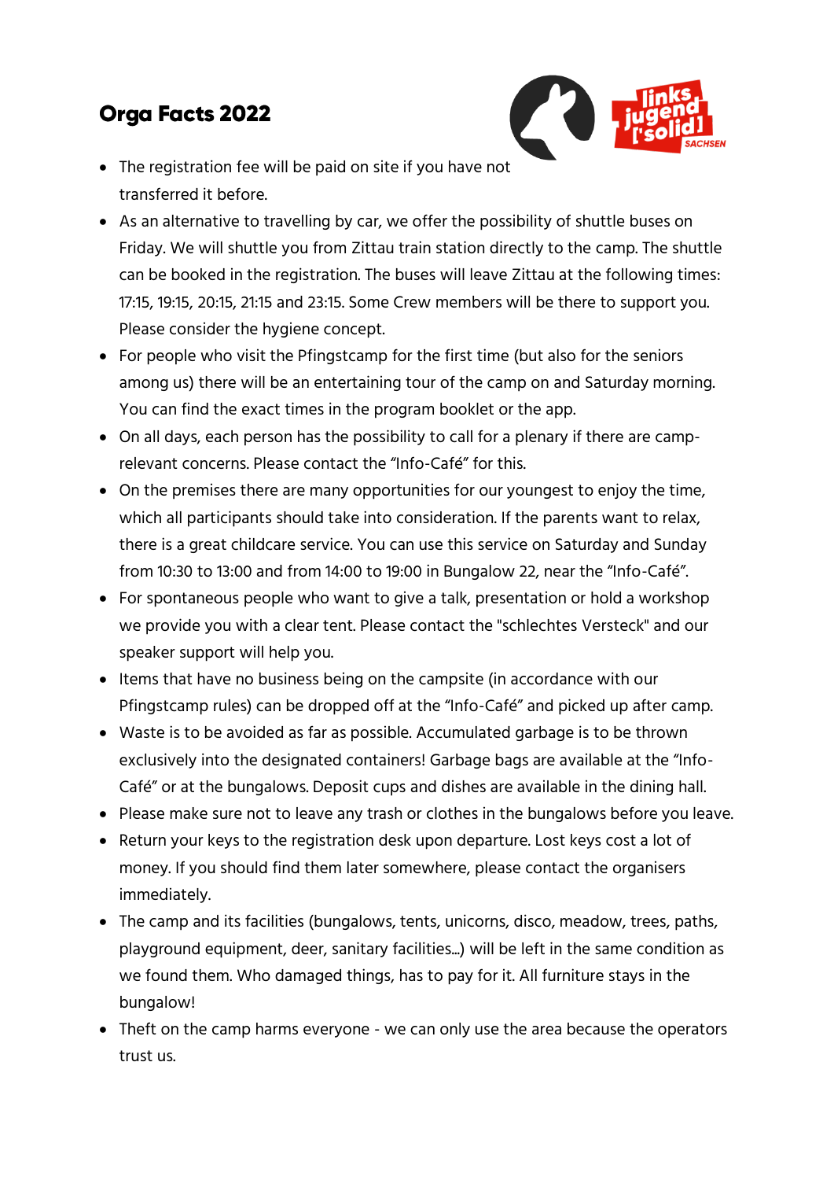## Orga Facts 2022

- The registration fee will be paid on site if you have not transferred it before.
- As an alternative to travelling by car, we offer the possibility of shuttle buses on Friday. We will shuttle you from Zittau train station directly to the camp. The shuttle can be booked in the registration. The buses will leave Zittau at the following times: 17:15, 19:15, 20:15, 21:15 and 23:15. Some Crew members will be there to support you. Please consider the hygiene concept.
- For people who visit the Pfingstcamp for the first time (but also for the seniors among us) there will be an entertaining tour of the camp on and Saturday morning. You can find the exact times in the program booklet or the app.
- On all days, each person has the possibility to call for a plenary if there are camp-relevant concerns. Please contact the "Info-Café" for this.
- On the premises there are many opportunities for our youngest to enjoy the time, which all participants should take into consideration. If the parents want to relax, there is a great childcare service. You can use this service on Saturday and Sunday from 10:30 to 13:00 and from 14:00 to 19:00 in Bungalow 22, near the "Info-Café".
- For spontaneous people who want to give a talk, presentation or hold a workshop we provide you with a clear tent. Please contact the "schlechtes Versteck" and our speaker support will help you.
- Items that have no business being on the campsite (in accordance with our Pfingstcamp rules) can be dropped off at the "Info-Café" and picked up after camp.
- Waste is to be avoided as far as possible. Accumulated garbage is to be thrown exclusively into the designated containers! Garbage bags are available at the "Info-Café" or at the bungalows. Deposit cups and dishes are available in the dining hall.
- Please make sure not to leave any trash or clothes in the bungalows before you leave.
- Return your keys to the registration desk upon departure. Lost keys cost a lot of money. If you should find them later somewhere, please contact the organisers immediately.
- The camp and its facilities (bungalows, tents, unicorns, disco, meadow, trees, paths, playground equipment, deer, sanitary facilities...) will be left in the same condition as we found them. Who damaged things, has to pay for it. All furniture stays in the bungalow!
- Theft on the camp harms everyone - we can only use the area because the operators trust us.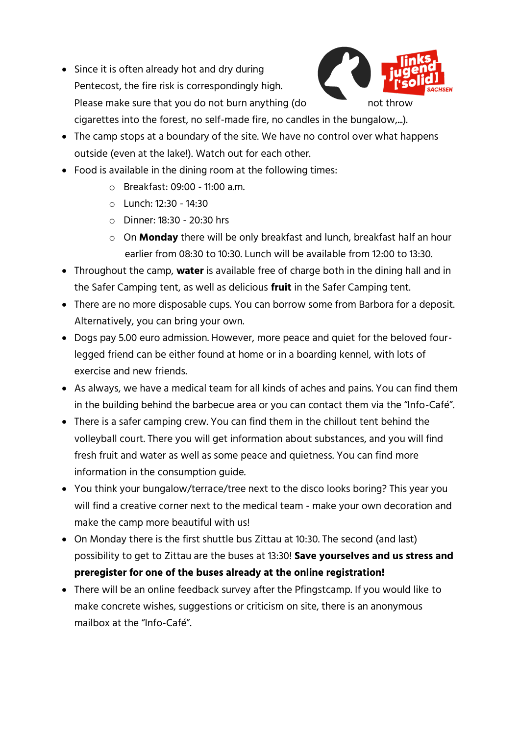- Since it is often already hot and dry during Pentecost, the fire risk is correspondingly high. Please make sure that you do not burn anything (do not throw cigarettes into the forest, no self-made fire, no candles in the bungalow,...).
- The camp stops at a boundary of the site. We have no control over what happens outside (even at the lake!). Watch out for each other.
- Food is available in the dining room at the following times:
  - Breakfast: 09:00 - 11:00 a.m.
  - Lunch: 12:30 - 14:30
  - Dinner: 18:30 - 20:30 hrs
  - On **Monday** there will be only breakfast and lunch, breakfast half an hour earlier from 08:30 to 10:30. Lunch will be available from 12:00 to 13:30.
- Throughout the camp, **water** is available free of charge both in the dining hall and in the Safer Camping tent, as well as delicious **fruit** in the Safer Camping tent.
- There are no more disposable cups. You can borrow some from Barbora for a deposit. Alternatively, you can bring your own.
- Dogs pay 5.00 euro admission. However, more peace and quiet for the beloved four-legged friend can be either found at home or in a boarding kennel, with lots of exercise and new friends.
- As always, we have a medical team for all kinds of aches and pains. You can find them in the building behind the barbecue area or you can contact them via the "Info-Café".
- There is a safer camping crew. You can find them in the chillout tent behind the volleyball court. There you will get information about substances, and you will find fresh fruit and water as well as some peace and quietness. You can find more information in the consumption guide.
- You think your bungalow/terrace/tree next to the disco looks boring? This year you will find a creative corner next to the medical team - make your own decoration and make the camp more beautiful with us!
- On Monday there is the first shuttle bus Zittau at 10:30. The second (and last) possibility to get to Zittau are the buses at 13:30! **Save yourselves and us stress and preregister for one of the buses already at the online registration!**
- There will be an online feedback survey after the Pfingstcamp. If you would like to make concrete wishes, suggestions or criticism on site, there is an anonymous mailbox at the "Info-Café".